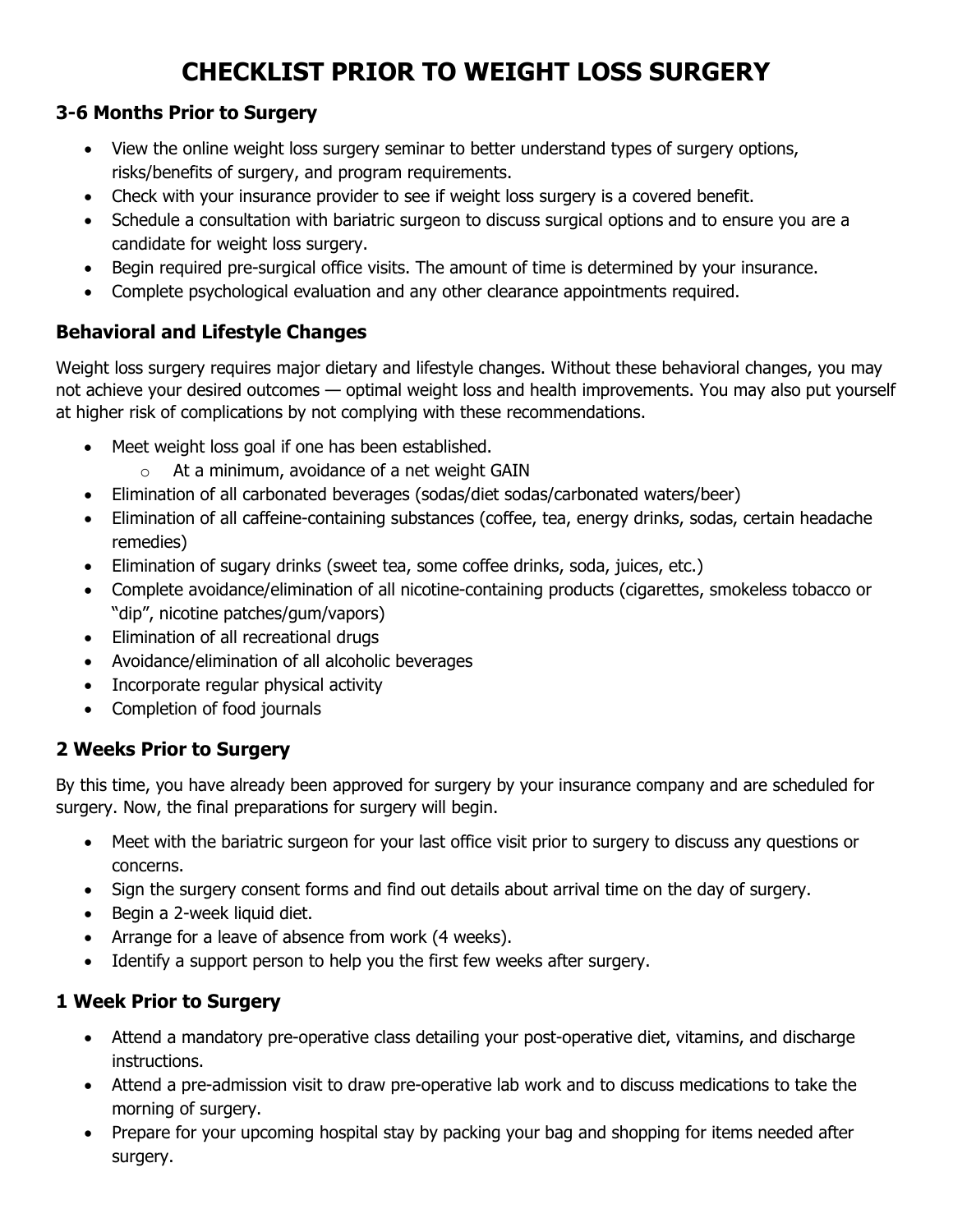# CHECKLIST PRIOR TO WEIGHT LOSS SURGERY

### 3-6 Months Prior to Surgery

- View the online weight loss surgery seminar to better understand types of surgery options, risks/benefits of surgery, and program requirements.
- Check with your insurance provider to see if weight loss surgery is a covered benefit.
- Schedule a consultation with bariatric surgeon to discuss surgical options and to ensure you are a candidate for weight loss surgery.
- Begin required pre-surgical office visits. The amount of time is determined by your insurance.
- Complete psychological evaluation and any other clearance appointments required.

### Behavioral and Lifestyle Changes

Weight loss surgery requires major dietary and lifestyle changes. Without these behavioral changes, you may not achieve your desired outcomes — optimal weight loss and health improvements. You may also put yourself at higher risk of complications by not complying with these recommendations.

- Meet weight loss goal if one has been established.
  - At a minimum, avoidance of a net weight GAIN
- Elimination of all carbonated beverages (sodas/diet sodas/carbonated waters/beer)
- Elimination of all caffeine-containing substances (coffee, tea, energy drinks, sodas, certain headache remedies)
- Elimination of sugary drinks (sweet tea, some coffee drinks, soda, juices, etc.)
- Complete avoidance/elimination of all nicotine-containing products (cigarettes, smokeless tobacco or "dip", nicotine patches/gum/vapors)
- Elimination of all recreational drugs
- Avoidance/elimination of all alcoholic beverages
- Incorporate regular physical activity
- Completion of food journals

### 2 Weeks Prior to Surgery

By this time, you have already been approved for surgery by your insurance company and are scheduled for surgery. Now, the final preparations for surgery will begin.

- Meet with the bariatric surgeon for your last office visit prior to surgery to discuss any questions or concerns.
- Sign the surgery consent forms and find out details about arrival time on the day of surgery.
- Begin a 2-week liquid diet.
- Arrange for a leave of absence from work (4 weeks).
- Identify a support person to help you the first few weeks after surgery.

### 1 Week Prior to Surgery

- Attend a mandatory pre-operative class detailing your post-operative diet, vitamins, and discharge instructions.
- Attend a pre-admission visit to draw pre-operative lab work and to discuss medications to take the morning of surgery.
- Prepare for your upcoming hospital stay by packing your bag and shopping for items needed after surgery.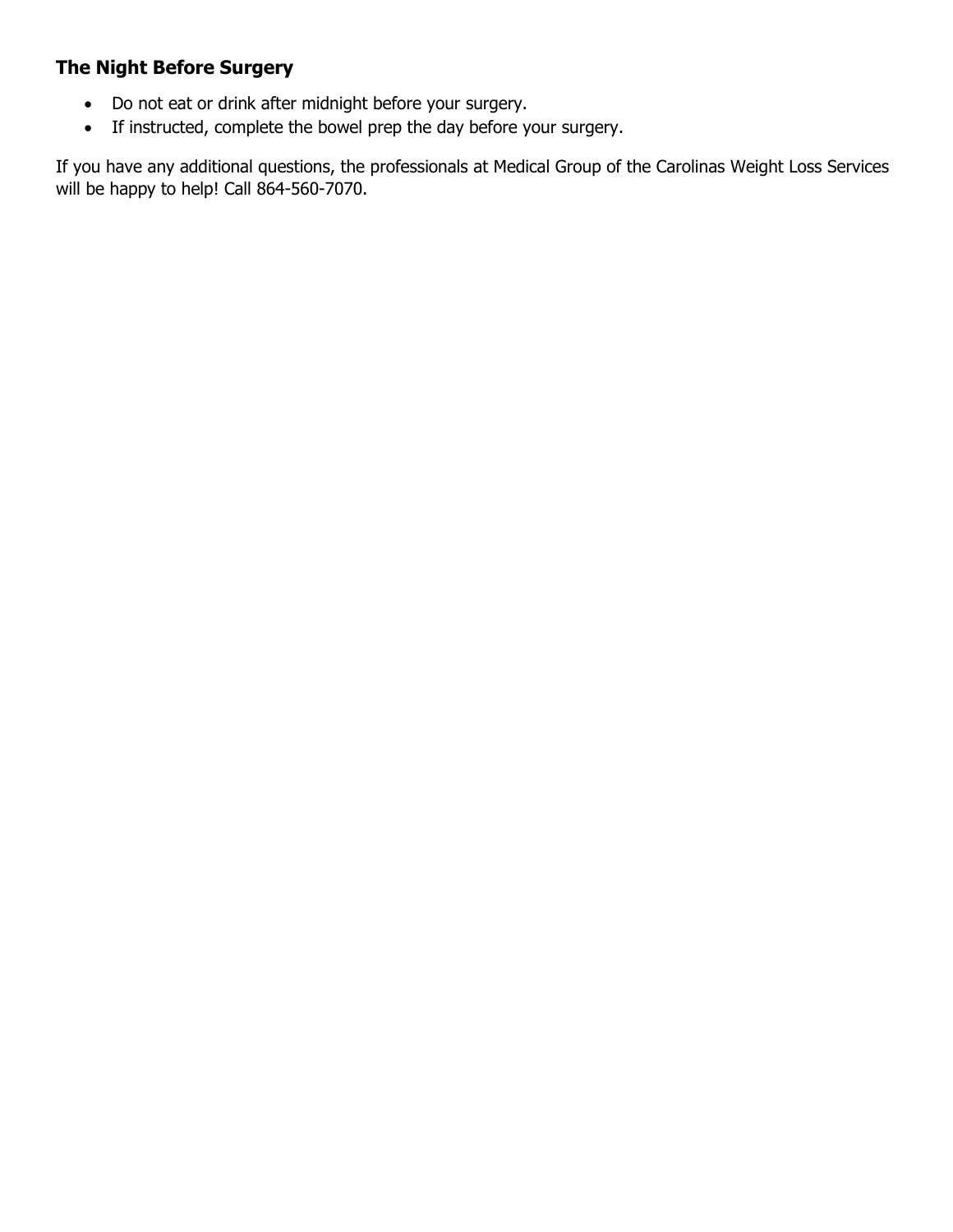### The Night Before Surgery

- Do not eat or drink after midnight before your surgery.
- If instructed, complete the bowel prep the day before your surgery.

If you have any additional questions, the professionals at Medical Group of the Carolinas Weight Loss Services will be happy to help! Call 864-560-7070.